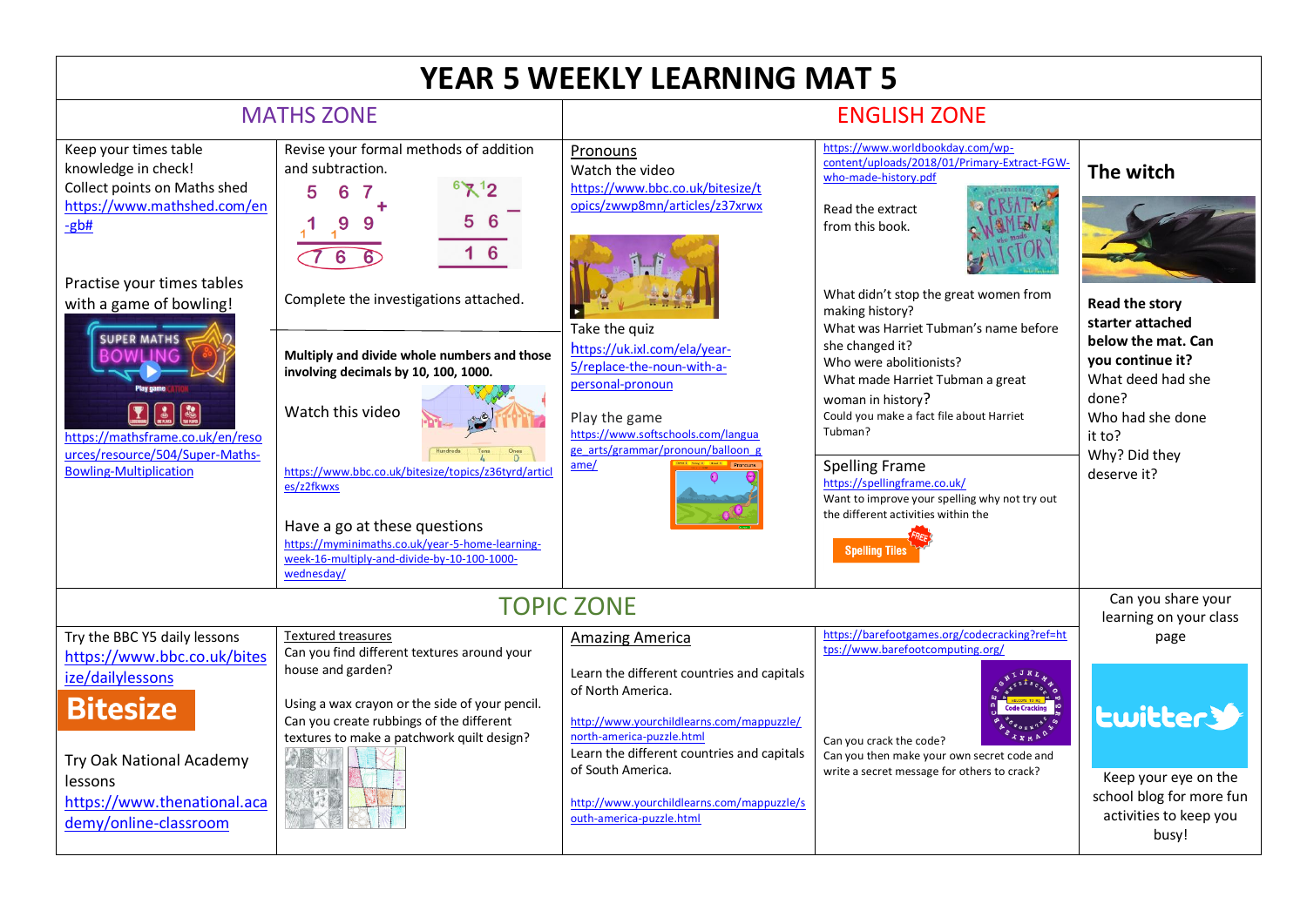# YEAR 5 WEEKLY LEARNING MAT 5

## MATHS ZONE

Keep your times table knowledge in check!
Collect points on Maths shed
https://www.mathshed.com/en-gb#

Practise your times tables with a game of bowling!

SUPER MATHS BOWLING

https://mathsframe.co.uk/en/resources/resource/504/Super-Maths-Bowling-Multiplication

Revise your formal methods of addition and subtraction.

```
  5 6 7        6 7 12
+ 1 9 9      -   5  6
  7 6 6         1  6
```

Complete the investigations attached.

**Multiply and divide whole numbers and those involving decimals by 10, 100, 1000.**

Watch this video

https://www.bbc.co.uk/bitesize/topics/z36tyrd/articles/z2fkwxs

Have a go at these questions

https://myminimaths.co.uk/year-5-home-learning-week-16-multiply-and-divide-by-10-100-1000-wednesday/

## ENGLISH ZONE

Pronouns

Watch the video

https://www.bbc.co.uk/bitesize/topics/zwwp8mn/articles/z37xrwx

Take the quiz

https://uk.ixl.com/ela/year-5/replace-the-noun-with-a-personal-pronoun

Play the game

https://www.softschools.com/language_arts/grammar/pronoun/balloon_game/

https://www.worldbookday.com/wp-content/uploads/2018/01/Primary-Extract-FGW-who-made-history.pdf

Read the extract from this book.

What didn't stop the great women from making history?
What was Harriet Tubman's name before she changed it?
Who were abolitionists?
What made Harriet Tubman a great woman in history?
Could you make a fact file about Harriet Tubman?

Spelling Frame

https://spellingframe.co.uk/

Want to improve your spelling why not try out the different activities within the

Spelling Tiles

**The witch**

**Read the story starter attached below the mat. Can you continue it?**
What deed had she done?
Who had she done it to?
Why? Did they deserve it?

## TOPIC ZONE

Try the BBC Y5 daily lessons
https://www.bbc.co.uk/bitesize/dailylessons

Bitesize

Try Oak National Academy lessons
https://www.thenational.academy/online-classroom

Textured treasures

Can you find different textures around your house and garden?

Using a wax crayon or the side of your pencil. Can you create rubbings of the different textures to make a patchwork quilt design?

Amazing America

Learn the different countries and capitals of North America.

http://www.yourchildlearns.com/mappuzzle/north-america-puzzle.html

Learn the different countries and capitals of South America.

http://www.yourchildlearns.com/mappuzzle/south-america-puzzle.html

https://barefootgames.org/codecracking?ref=https://www.barefootcomputing.org/

Can you crack the code?
Can you then make your own secret code and write a secret message for others to crack?

Can you share your learning on your class page

twitter

Keep your eye on the school blog for more fun activities to keep you busy!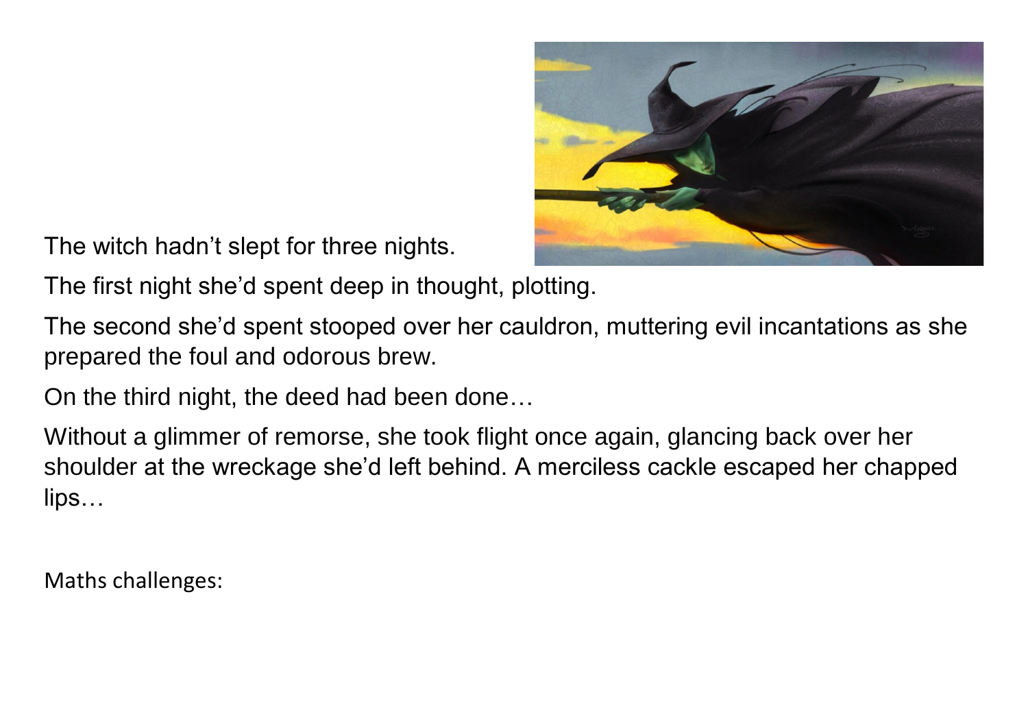The witch hadn't slept for three nights.

The first night she'd spent deep in thought, plotting.

The second she'd spent stooped over her cauldron, muttering evil incantations as she prepared the foul and odorous brew.

On the third night, the deed had been done…

Without a glimmer of remorse, she took flight once again, glancing back over her shoulder at the wreckage she'd left behind. A merciless cackle escaped her chapped lips…

Maths challenges: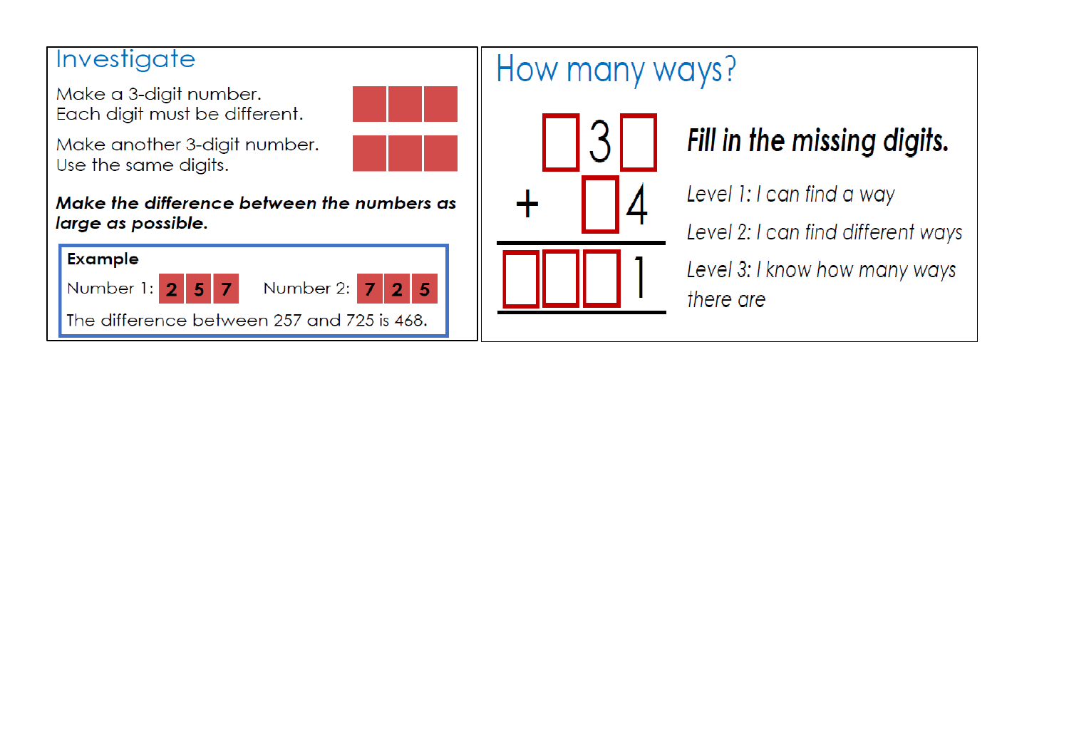## Investigate

Make a 3-digit number.
Each digit must be different.

Make another 3-digit number.
Use the same digits.

***Make the difference between the numbers as large as possible.***

**Example**

Number 1: 2 5 7 Number 2: 7 2 5

The difference between 257 and 725 is 468.

## How many ways?

```
   □3□
+   □4
------
 □□□1
```

***Fill in the missing digits.***

*Level 1: I can find a way*

*Level 2: I can find different ways*

*Level 3: I know how many ways there are*